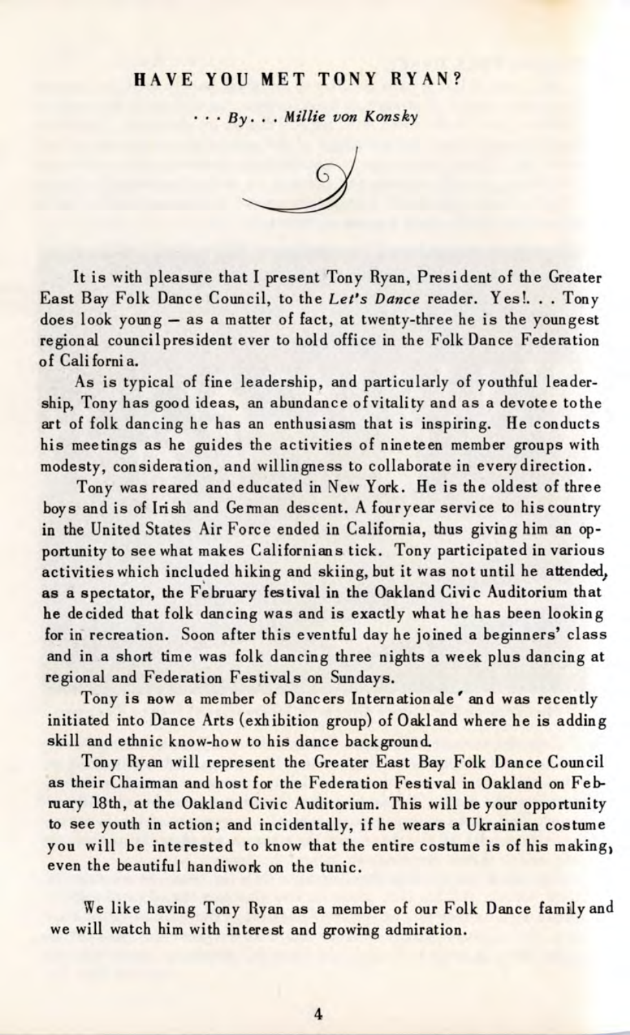## HAVE YOU MET TONY RYAN?

*. . . By. . . Millie von Konsky*

It is with pleasure that I present Tony Ryan, President of the Greater East Bay Folk Dance Council, to the *Let's Dance* reader. Yes!. . . Tony does look young — as a matter of fact, at twenty-three he is the youngest regional council president ever to hold office in the Folk Dance Federation of California.

As is typical of fine leadership, and particularly of youthful leadership, Tony has good ideas, an abundance of vitality and as a devotee to the art of folk dancing he has an enthusiasm that is inspiring. He conducts his meetings as he guides the activities of nineteen member groups with modesty, consideration, and willingness to collaborate in every direction.

Tony was reared and educated in New York. He is the oldest of three boys and is of Irish and German descent. A four year service to his country in the United States Air Force ended in California, thus giving him an opportunity to see what makes Californians tick. Tony participated in various activities which included hiking and skiing, but it was not until he attended, as a spectator, the February festival in the Oakland Civic Auditorium that he decided that folk dancing was and is exactly what he has been looking for in recreation. Soon after this eventful day he joined a beginners' class and in a short time was folk dancing three nights a week plus dancing at regional and Federation Festivals on Sundays.

Tony is now a member of Dancers Internationale' and was recently initiated into Dance Arts (exhibition group) of Oakland where he is adding skill and ethnic know-how to his dance background.

Tony Ryan will represent the Greater East Bay Folk Dance Council as their Chairman and host for the Federation Festival in Oakland on February 18th, at the Oakland Civic Auditorium. This will be your opportunity to see youth in action; and incidentally, if he wears a Ukrainian costume you will be interested to know that the entire costume is of his making, even the beautiful handiwork on the tunic.

We like having Tony Ryan as a member of our Folk Dance family and we will watch him with interest and growing admiration.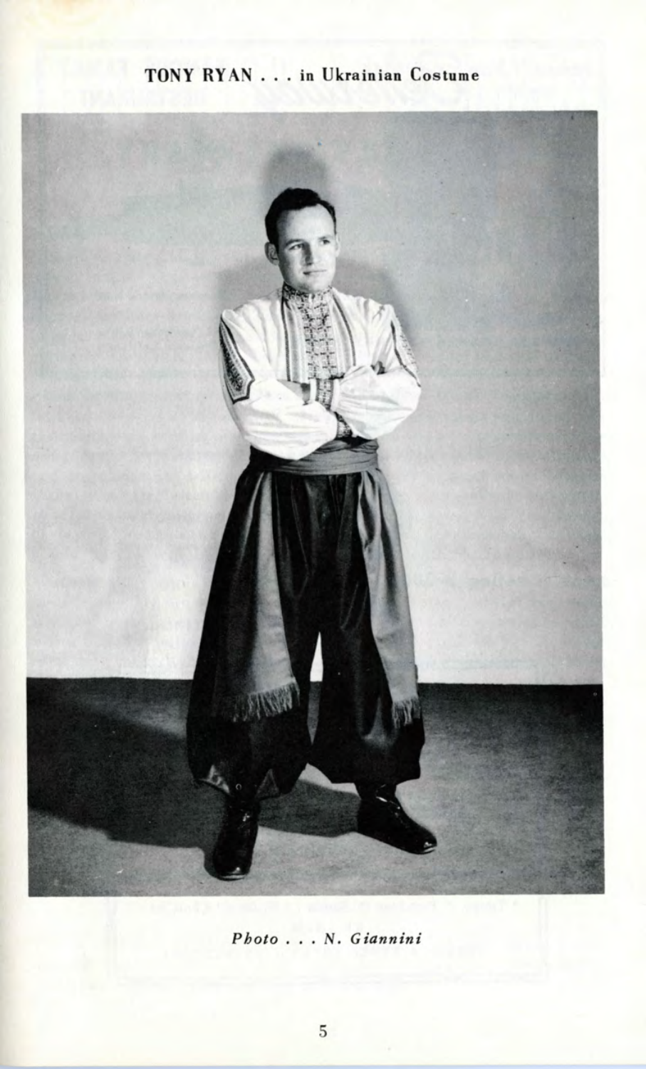**TONY RYAN . . . in Ukrainian Costume**

*Photo . . . N. Giannini*